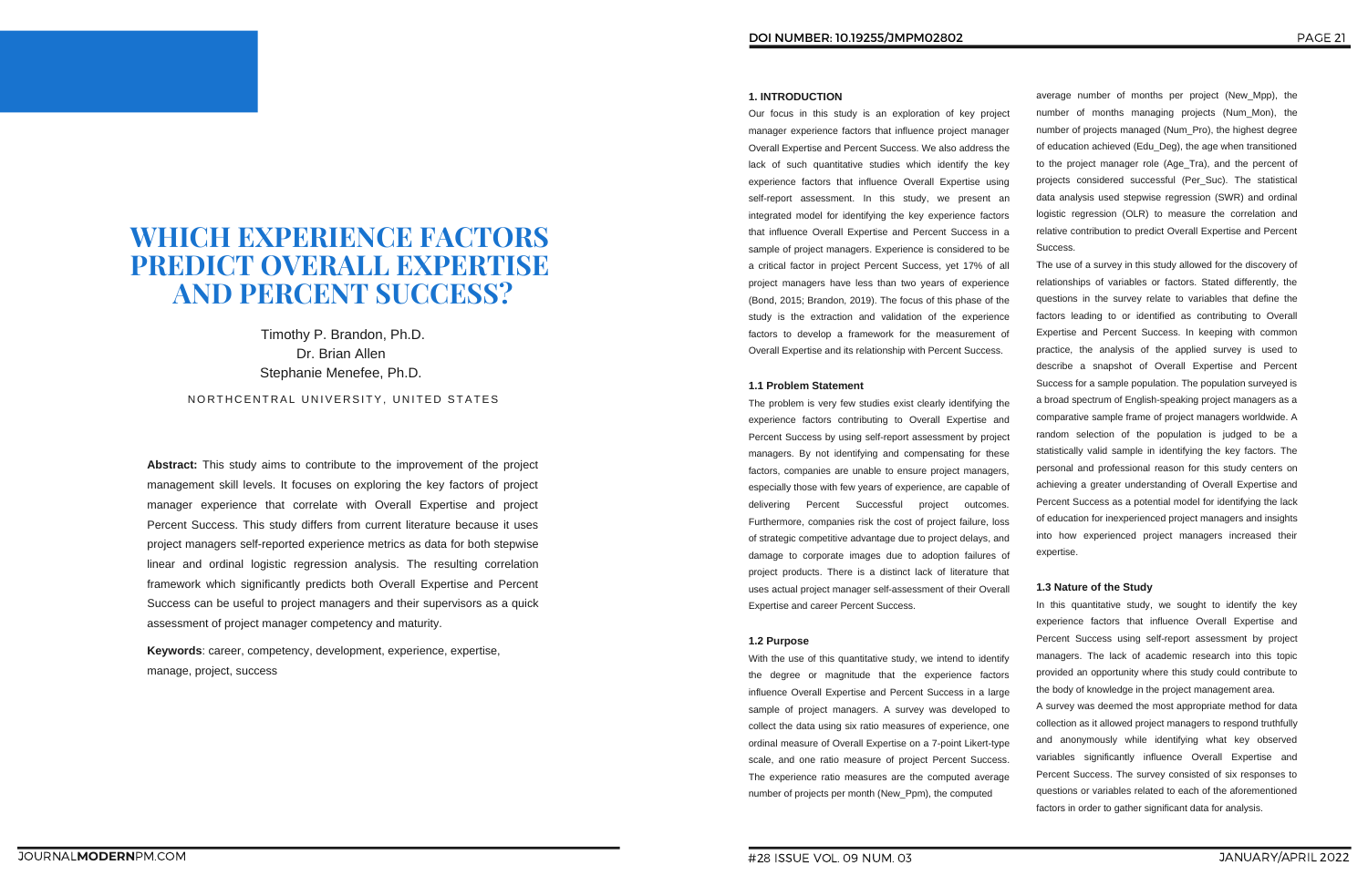# WHICH EXPERIENCE FACTORS PREDICT OVERALL EXPERTISE AND PERCENT SUCCESS?

Timothy P. Brandon, Ph.D.
Dr. Brian Allen
Stephanie Menefee, Ph.D.

NORTHCENTRAL UNIVERSITY, UNITED STATES

**Abstract:** This study aims to contribute to the improvement of the project management skill levels. It focuses on exploring the key factors of project manager experience that correlate with Overall Expertise and project Percent Success. This study differs from current literature because it uses project managers self-reported experience metrics as data for both stepwise linear and ordinal logistic regression analysis. The resulting correlation framework which significantly predicts both Overall Expertise and Percent Success can be useful to project managers and their supervisors as a quick assessment of project manager competency and maturity.

**Keywords**: career, competency, development, experience, expertise, manage, project, success

## 1. INTRODUCTION

Our focus in this study is an exploration of key project manager experience factors that influence project manager Overall Expertise and Percent Success. We also address the lack of such quantitative studies which identify the key experience factors that influence Overall Expertise using self-report assessment. In this study, we present an integrated model for identifying the key experience factors that influence Overall Expertise and Percent Success in a sample of project managers. Experience is considered to be a critical factor in project Percent Success, yet 17% of all project managers have less than two years of experience (Bond, 2015; Brandon, 2019). The focus of this phase of the study is the extraction and validation of the experience factors to develop a framework for the measurement of Overall Expertise and its relationship with Percent Success.

### 1.1 Problem Statement

The problem is very few studies exist clearly identifying the experience factors contributing to Overall Expertise and Percent Success by using self-report assessment by project managers. By not identifying and compensating for these factors, companies are unable to ensure project managers, especially those with few years of experience, are capable of delivering Percent Successful project outcomes. Furthermore, companies risk the cost of project failure, loss of strategic competitive advantage due to project delays, and damage to corporate images due to adoption failures of project products. There is a distinct lack of literature that uses actual project manager self-assessment of their Overall Expertise and career Percent Success.

### 1.2 Purpose

With the use of this quantitative study, we intend to identify the degree or magnitude that the experience factors influence Overall Expertise and Percent Success in a large sample of project managers. A survey was developed to collect the data using six ratio measures of experience, one ordinal measure of Overall Expertise on a 7-point Likert-type scale, and one ratio measure of project Percent Success. The experience ratio measures are the computed average number of projects per month (New_Ppm), the computed average number of months per project (New_Mpp), the number of months managing projects (Num_Mon), the number of projects managed (Num_Pro), the highest degree of education achieved (Edu_Deg), the age when transitioned to the project manager role (Age_Tra), and the percent of projects considered successful (Per_Suc). The statistical data analysis used stepwise regression (SWR) and ordinal logistic regression (OLR) to measure the correlation and relative contribution to predict Overall Expertise and Percent Success.

The use of a survey in this study allowed for the discovery of relationships of variables or factors. Stated differently, the questions in the survey relate to variables that define the factors leading to or identified as contributing to Overall Expertise and Percent Success. In keeping with common practice, the analysis of the applied survey is used to describe a snapshot of Overall Expertise and Percent Success for a sample population. The population surveyed is a broad spectrum of English-speaking project managers as a comparative sample frame of project managers worldwide. A random selection of the population is judged to be a statistically valid sample in identifying the key factors. The personal and professional reason for this study centers on achieving a greater understanding of Overall Expertise and Percent Success as a potential model for identifying the lack of education for inexperienced project managers and insights into how experienced project managers increased their expertise.

### 1.3 Nature of the Study

In this quantitative study, we sought to identify the key experience factors that influence Overall Expertise and Percent Success using self-report assessment by project managers. The lack of academic research into this topic provided an opportunity where this study could contribute to the body of knowledge in the project management area.

A survey was deemed the most appropriate method for data collection as it allowed project managers to respond truthfully and anonymously while identifying what key observed variables significantly influence Overall Expertise and Percent Success. The survey consisted of six responses to questions or variables related to each of the aforementioned factors in order to gather significant data for analysis.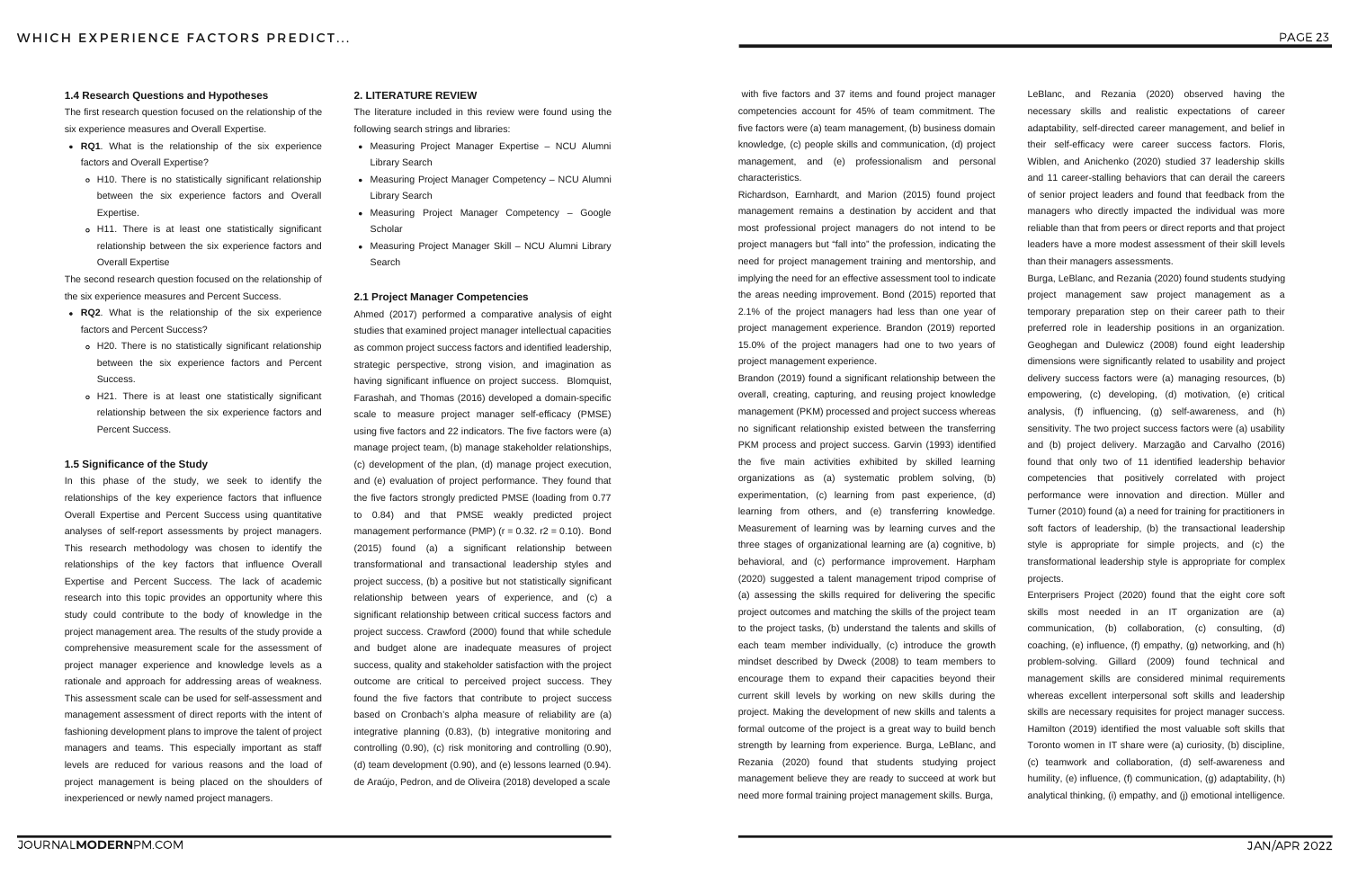### 1.4 Research Questions and Hypotheses

The first research question focused on the relationship of the six experience measures and Overall Expertise.

- **RQ1**. What is the relationship of the six experience factors and Overall Expertise?
  - H10. There is no statistically significant relationship between the six experience factors and Overall Expertise.
  - H11. There is at least one statistically significant relationship between the six experience factors and Overall Expertise

The second research question focused on the relationship of the six experience measures and Percent Success.

- **RQ2**. What is the relationship of the six experience factors and Percent Success?
  - H20. There is no statistically significant relationship between the six experience factors and Percent Success.
  - H21. There is at least one statistically significant relationship between the six experience factors and Percent Success.

### 1.5 Significance of the Study

In this phase of the study, we seek to identify the relationships of the key experience factors that influence Overall Expertise and Percent Success using quantitative analyses of self-report assessments by project managers. This research methodology was chosen to identify the relationships of the key factors that influence Overall Expertise and Percent Success. The lack of academic research into this topic provides an opportunity where this study could contribute to the body of knowledge in the project management area. The results of the study provide a comprehensive measurement scale for the assessment of project manager experience and knowledge levels as a rationale and approach for addressing areas of weakness. This assessment scale can be used for self-assessment and management assessment of direct reports with the intent of fashioning development plans to improve the talent of project managers and teams. This especially important as staff levels are reduced for various reasons and the load of project management is being placed on the shoulders of inexperienced or newly named project managers.

## 2. LITERATURE REVIEW

The literature included in this review were found using the following search strings and libraries:

- Measuring Project Manager Expertise – NCU Alumni Library Search
- Measuring Project Manager Competency – NCU Alumni Library Search
- Measuring Project Manager Competency – Google Scholar
- Measuring Project Manager Skill – NCU Alumni Library Search

### 2.1 Project Manager Competencies

Ahmed (2017) performed a comparative analysis of eight studies that examined project manager intellectual capacities as common project success factors and identified leadership, strategic perspective, strong vision, and imagination as having significant influence on project success. Blomquist, Farashah, and Thomas (2016) developed a domain-specific scale to measure project manager self-efficacy (PMSE) using five factors and 22 indicators. The five factors were (a) manage project team, (b) manage stakeholder relationships, (c) development of the plan, (d) manage project execution, and (e) evaluation of project performance. They found that the five factors strongly predicted PMSE (loading from 0.77 to 0.84) and that PMSE weakly predicted project management performance (PMP) ($r = 0.32$. $r2 = 0.10$). Bond (2015) found (a) a significant relationship between transformational and transactional leadership styles and project success, (b) a positive but not statistically significant relationship between years of experience, and (c) a significant relationship between critical success factors and project success. Crawford (2000) found that while schedule and budget alone are inadequate measures of project success, quality and stakeholder satisfaction with the project outcome are critical to perceived project success. They found the five factors that contribute to project success based on Cronbach's alpha measure of reliability are (a) integrative planning (0.83), (b) integrative monitoring and controlling (0.90), (c) risk monitoring and controlling (0.90), (d) team development (0.90), and (e) lessons learned (0.94). de Araújo, Pedron, and de Oliveira (2018) developed a scale with five factors and 37 items and found project manager competencies account for 45% of team commitment. The five factors were (a) team management, (b) business domain knowledge, (c) people skills and communication, (d) project management, and (e) professionalism and personal characteristics.

Richardson, Earnhardt, and Marion (2015) found project management remains a destination by accident and that most professional project managers do not intend to be project managers but "fall into" the profession, indicating the need for project management training and mentorship, and implying the need for an effective assessment tool to indicate the areas needing improvement. Bond (2015) reported that 2.1% of the project managers had less than one year of project management experience. Brandon (2019) reported 15.0% of the project managers had one to two years of project management experience.

Brandon (2019) found a significant relationship between the overall, creating, capturing, and reusing project knowledge management (PKM) processed and project success whereas no significant relationship existed between the transferring PKM process and project success. Garvin (1993) identified the five main activities exhibited by skilled learning organizations as (a) systematic problem solving, (b) experimentation, (c) learning from past experience, (d) learning from others, and (e) transferring knowledge. Measurement of learning was by learning curves and the three stages of organizational learning are (a) cognitive, b) behavioral, and (c) performance improvement. Harpham (2020) suggested a talent management tripod comprise of (a) assessing the skills required for delivering the specific project outcomes and matching the skills of the project team to the project tasks, (b) understand the talents and skills of each team member individually, (c) introduce the growth mindset described by Dweck (2008) to team members to encourage them to expand their capacities beyond their current skill levels by working on new skills during the project. Making the development of new skills and talents a formal outcome of the project is a great way to build bench strength by learning from experience. Burga, LeBlanc, and Rezania (2020) found that students studying project management believe they are ready to succeed at work but need more formal training project management skills. Burga, LeBlanc, and Rezania (2020) observed having the necessary skills and realistic expectations of career adaptability, self-directed career management, and belief in their self-efficacy were career success factors. Floris, Wiblen, and Anichenko (2020) studied 37 leadership skills and 11 career-stalling behaviors that can derail the careers of senior project leaders and found that feedback from the managers who directly impacted the individual was more reliable than that from peers or direct reports and that project leaders have a more modest assessment of their skill levels than their managers assessments.

Burga, LeBlanc, and Rezania (2020) found students studying project management saw project management as a temporary preparation step on their career path to their preferred role in leadership positions in an organization. Geoghegan and Dulewicz (2008) found eight leadership dimensions were significantly related to usability and project delivery success factors were (a) managing resources, (b) empowering, (c) developing, (d) motivation, (e) critical analysis, (f) influencing, (g) self-awareness, and (h) sensitivity. The two project success factors were (a) usability and (b) project delivery. Marzagão and Carvalho (2016) found that only two of 11 identified leadership behavior competencies that positively correlated with project performance were innovation and direction. Müller and Turner (2010) found (a) a need for training for practitioners in soft factors of leadership, (b) the transactional leadership style is appropriate for simple projects, and (c) the transformational leadership style is appropriate for complex projects.

Enterprisers Project (2020) found that the eight core soft skills most needed in an IT organization are (a) communication, (b) collaboration, (c) consulting, (d) coaching, (e) influence, (f) empathy, (g) networking, and (h) problem-solving. Gillard (2009) found technical and management skills are considered minimal requirements whereas excellent interpersonal soft skills and leadership skills are necessary requisites for project manager success. Hamilton (2019) identified the most valuable soft skills that Toronto women in IT share were (a) curiosity, (b) discipline, (c) teamwork and collaboration, (d) self-awareness and humility, (e) influence, (f) communication, (g) adaptability, (h) analytical thinking, (i) empathy, and (j) emotional intelligence.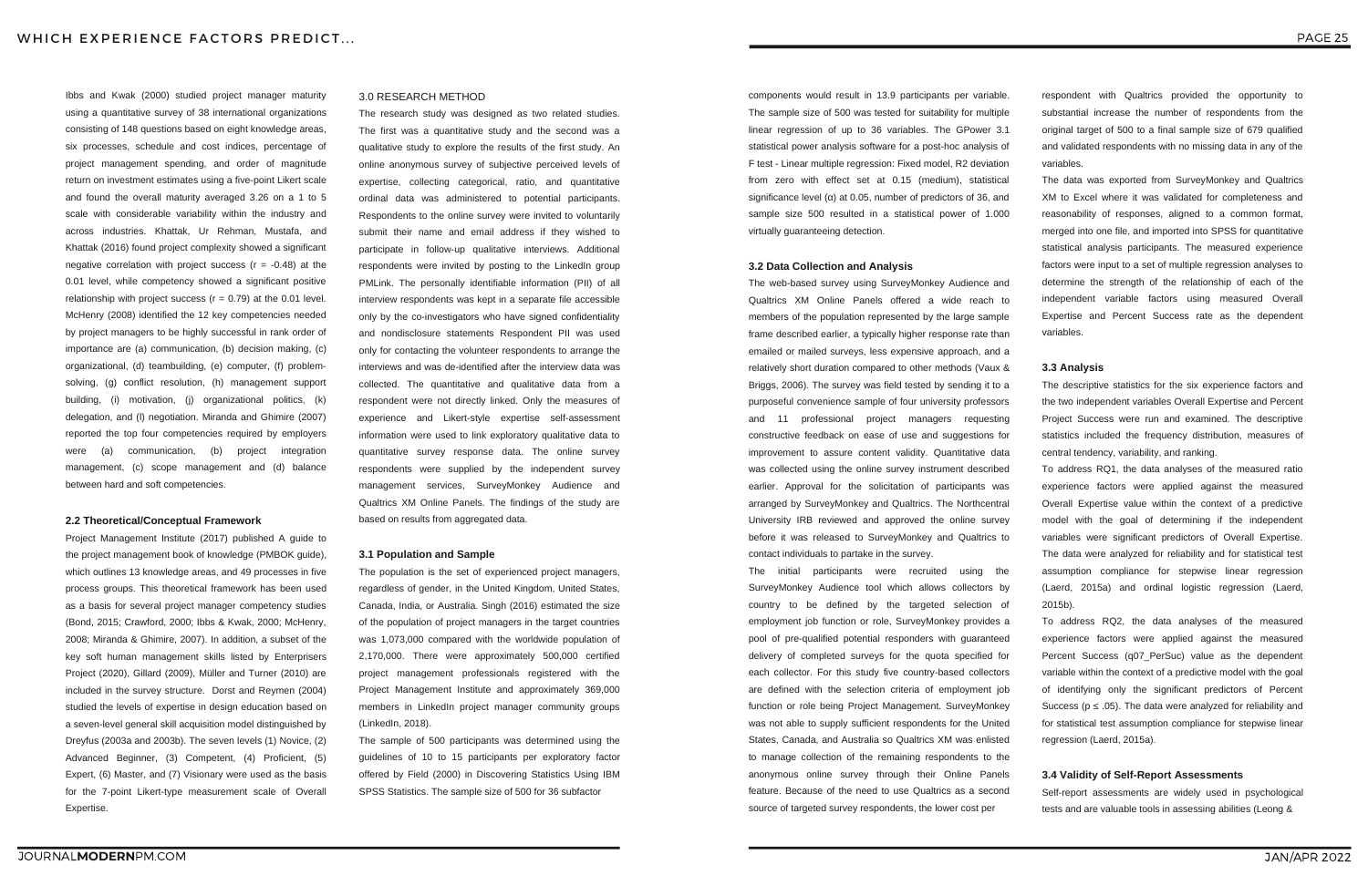Ibbs and Kwak (2000) studied project manager maturity using a quantitative survey of 38 international organizations consisting of 148 questions based on eight knowledge areas, six processes, schedule and cost indices, percentage of project management spending, and order of magnitude return on investment estimates using a five-point Likert scale and found the overall maturity averaged 3.26 on a 1 to 5 scale with considerable variability within the industry and across industries. Khattak, Ur Rehman, Mustafa, and Khattak (2016) found project complexity showed a significant negative correlation with project success ($r = -0.48$) at the 0.01 level, while competency showed a significant positive relationship with project success ($r = 0.79$) at the 0.01 level. McHenry (2008) identified the 12 key competencies needed by project managers to be highly successful in rank order of importance are (a) communication, (b) decision making, (c) organizational, (d) teambuilding, (e) computer, (f) problem-solving, (g) conflict resolution, (h) management support building, (i) motivation, (j) organizational politics, (k) delegation, and (l) negotiation. Miranda and Ghimire (2007) reported the top four competencies required by employers were (a) communication, (b) project integration management, (c) scope management and (d) balance between hard and soft competencies.

### 2.2 Theoretical/Conceptual Framework

Project Management Institute (2017) published A guide to the project management book of knowledge (PMBOK guide), which outlines 13 knowledge areas, and 49 processes in five process groups. This theoretical framework has been used as a basis for several project manager competency studies (Bond, 2015; Crawford, 2000; Ibbs & Kwak, 2000; McHenry, 2008; Miranda & Ghimire, 2007). In addition, a subset of the key soft human management skills listed by Enterprisers Project (2020), Gillard (2009), Müller and Turner (2010) are included in the survey structure. Dorst and Reymen (2004) studied the levels of expertise in design education based on a seven-level general skill acquisition model distinguished by Dreyfus (2003a and 2003b). The seven levels (1) Novice, (2) Advanced Beginner, (3) Competent, (4) Proficient, (5) Expert, (6) Master, and (7) Visionary were used as the basis for the 7-point Likert-type measurement scale of Overall Expertise.

## 3.0 RESEARCH METHOD

The research study was designed as two related studies. The first was a quantitative study and the second was a qualitative study to explore the results of the first study. An online anonymous survey of subjective perceived levels of expertise, collecting categorical, ratio, and quantitative ordinal data was administered to potential participants. Respondents to the online survey were invited to voluntarily submit their name and email address if they wished to participate in follow-up qualitative interviews. Additional respondents were invited by posting to the LinkedIn group PMLink. The personally identifiable information (PII) of all interview respondents was kept in a separate file accessible only by the co-investigators who have signed confidentiality and nondisclosure statements Respondent PII was used only for contacting the volunteer respondents to arrange the interviews and was de-identified after the interview data was collected. The quantitative and qualitative data from a respondent were not directly linked. Only the measures of experience and Likert-style expertise self-assessment information were used to link exploratory qualitative data to quantitative survey response data. The online survey respondents were supplied by the independent survey management services, SurveyMonkey Audience and Qualtrics XM Online Panels. The findings of the study are based on results from aggregated data.

### 3.1 Population and Sample

The population is the set of experienced project managers, regardless of gender, in the United Kingdom, United States, Canada, India, or Australia. Singh (2016) estimated the size of the population of project managers in the target countries was 1,073,000 compared with the worldwide population of 2,170,000. There were approximately 500,000 certified project management professionals registered with the Project Management Institute and approximately 369,000 members in LinkedIn project manager community groups (LinkedIn, 2018).

The sample of 500 participants was determined using the guidelines of 10 to 15 participants per exploratory factor offered by Field (2000) in Discovering Statistics Using IBM SPSS Statistics. The sample size of 500 for 36 subfactor components would result in 13.9 participants per variable. The sample size of 500 was tested for suitability for multiple linear regression of up to 36 variables. The GPower 3.1 statistical power analysis software for a post-hoc analysis of F test - Linear multiple regression: Fixed model, R2 deviation from zero with effect set at 0.15 (medium), statistical significance level (α) at 0.05, number of predictors of 36, and sample size 500 resulted in a statistical power of 1.000 virtually guaranteeing detection.

### 3.2 Data Collection and Analysis

The web-based survey using SurveyMonkey Audience and Qualtrics XM Online Panels offered a wide reach to members of the population represented by the large sample frame described earlier, a typically higher response rate than emailed or mailed surveys, less expensive approach, and a relatively short duration compared to other methods (Vaux & Briggs, 2006). The survey was field tested by sending it to a purposeful convenience sample of four university professors and 11 professional project managers requesting constructive feedback on ease of use and suggestions for improvement to assure content validity. Quantitative data was collected using the online survey instrument described earlier. Approval for the solicitation of participants was arranged by SurveyMonkey and Qualtrics. The Northcentral University IRB reviewed and approved the online survey before it was released to SurveyMonkey and Qualtrics to contact individuals to partake in the survey.

The initial participants were recruited using the SurveyMonkey Audience tool which allows collectors by country to be defined by the targeted selection of employment job function or role, SurveyMonkey provides a pool of pre-qualified potential responders with guaranteed delivery of completed surveys for the quota specified for each collector. For this study five country-based collectors are defined with the selection criteria of employment job function or role being Project Management. SurveyMonkey was not able to supply sufficient respondents for the United States, Canada, and Australia so Qualtrics XM was enlisted to manage collection of the remaining respondents to the anonymous online survey through their Online Panels feature. Because of the need to use Qualtrics as a second source of targeted survey respondents, the lower cost per respondent with Qualtrics provided the opportunity to substantial increase the number of respondents from the original target of 500 to a final sample size of 679 qualified and validated respondents with no missing data in any of the variables.

The data was exported from SurveyMonkey and Qualtrics XM to Excel where it was validated for completeness and reasonability of responses, aligned to a common format, merged into one file, and imported into SPSS for quantitative statistical analysis participants. The measured experience factors were input to a set of multiple regression analyses to determine the strength of the relationship of each of the independent variable factors using measured Overall Expertise and Percent Success rate as the dependent variables.

### 3.3 Analysis

The descriptive statistics for the six experience factors and the two independent variables Overall Expertise and Percent Project Success were run and examined. The descriptive statistics included the frequency distribution, measures of central tendency, variability, and ranking.

To address RQ1, the data analyses of the measured ratio experience factors were applied against the measured Overall Expertise value within the context of a predictive model with the goal of determining if the independent variables were significant predictors of Overall Expertise. The data were analyzed for reliability and for statistical test assumption compliance for stepwise linear regression (Laerd, 2015a) and ordinal logistic regression (Laerd, 2015b).

To address RQ2, the data analyses of the measured experience factors were applied against the measured Percent Success (q07_PerSuc) value as the dependent variable within the context of a predictive model with the goal of identifying only the significant predictors of Percent Success ($p \leq .05$). The data were analyzed for reliability and for statistical test assumption compliance for stepwise linear regression (Laerd, 2015a).

### 3.4 Validity of Self-Report Assessments

Self-report assessments are widely used in psychological tests and are valuable tools in assessing abilities (Leong &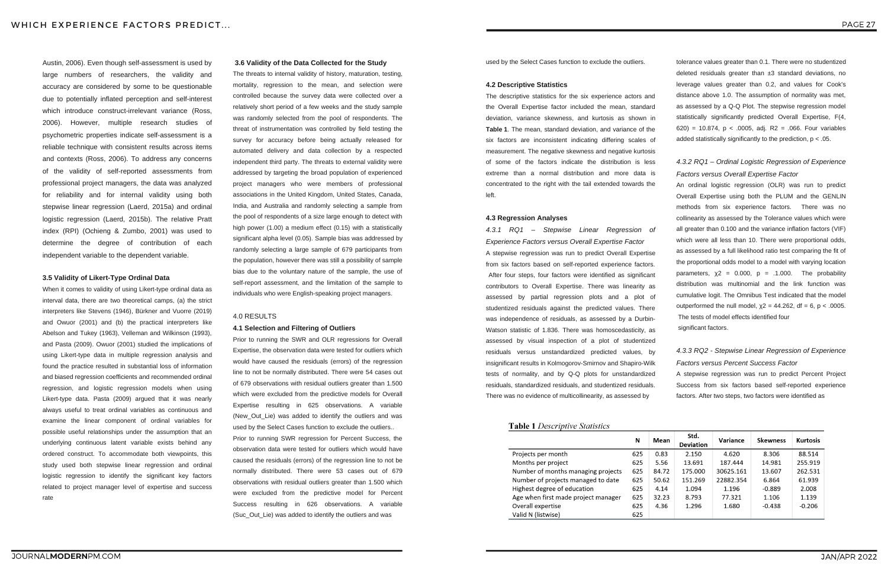Austin, 2006). Even though self-assessment is used by large numbers of researchers, the validity and accuracy are considered by some to be questionable due to potentially inflated perception and self-interest which introduce construct-irrelevant variance (Ross, 2006). However, multiple research studies of psychometric properties indicate self-assessment is a reliable technique with consistent results across items and contexts (Ross, 2006). To address any concerns of the validity of self-reported assessments from professional project managers, the data was analyzed for reliability and for internal validity using both stepwise linear regression (Laerd, 2015a) and ordinal logistic regression (Laerd, 2015b). The relative Pratt index (RPI) (Ochieng & Zumbo, 2001) was used to determine the degree of contribution of each independent variable to the dependent variable.

### 3.5 Validity of Likert-Type Ordinal Data

When it comes to validity of using Likert-type ordinal data as interval data, there are two theoretical camps, (a) the strict interpreters like Stevens (1946), Bürkner and Vuorre (2019) and Owuor (2001) and (b) the practical interpreters like Abelson and Tukey (1963), Velleman and Wilkinson (1993), and Pasta (2009). Owuor (2001) studied the implications of using Likert-type data in multiple regression analysis and found the practice resulted in substantial loss of information and biased regression coefficients and recommended ordinal regression, and logistic regression models when using Likert-type data. Pasta (2009) argued that it was nearly always useful to treat ordinal variables as continuous and examine the linear component of ordinal variables for possible useful relationships under the assumption that an underlying continuous latent variable exists behind any ordered construct. To accommodate both viewpoints, this study used both stepwise linear regression and ordinal logistic regression to identify the significant key factors related to project manager level of expertise and success rate

### 3.6 Validity of the Data Collected for the Study

The threats to internal validity of history, maturation, testing, mortality, regression to the mean, and selection were controlled because the survey data were collected over a relatively short period of a few weeks and the study sample was randomly selected from the pool of respondents. The threat of instrumentation was controlled by field testing the survey for accuracy before being actually released for automated delivery and data collection by a respected independent third party. The threats to external validity were addressed by targeting the broad population of experienced project managers who were members of professional associations in the United Kingdom, United States, Canada, India, and Australia and randomly selecting a sample from the pool of respondents of a size large enough to detect with high power (1.00) a medium effect (0.15) with a statistically significant alpha level (0.05). Sample bias was addressed by randomly selecting a large sample of 679 participants from the population, however there was still a possibility of sample bias due to the voluntary nature of the sample, the use of self-report assessment, and the limitation of the sample to individuals who were English-speaking project managers.

## 4.0 RESULTS

### 4.1 Selection and Filtering of Outliers

Prior to running the SWR and OLR regressions for Overall Expertise, the observation data were tested for outliers which would have caused the residuals (errors) of the regression line to not be normally distributed. There were 54 cases out of 679 observations with residual outliers greater than 1.500 which were excluded from the predictive models for Overall Expertise resulting in 625 observations. A variable (New_Out_Lie) was added to identify the outliers and was used by the Select Cases function to exclude the outliers..

Prior to running SWR regression for Percent Success, the observation data were tested for outliers which would have caused the residuals (errors) of the regression line to not be normally distributed. There were 53 cases out of 679 observations with residual outliers greater than 1.500 which were excluded from the predictive model for Percent Success resulting in 626 observations. A variable (Suc_Out_Lie) was added to identify the outliers and was used by the Select Cases function to exclude the outliers.

### 4.2 Descriptive Statistics

The descriptive statistics for the six experience actors and the Overall Expertise factor included the mean, standard deviation, variance skewness, and kurtosis as shown in **Table 1**. The mean, standard deviation, and variance of the six factors are inconsistent indicating differing scales of measurement. The negative skewness and negative kurtosis of some of the factors indicate the distribution is less extreme than a normal distribution and more data is concentrated to the right with the tail extended towards the left.

### 4.3 Regression Analyses

#### *4.3.1 RQ1 – Stepwise Linear Regression of Experience Factors versus Overall Expertise Factor*

A stepwise regression was run to predict Overall Expertise from six factors based on self-reported experience factors. After four steps, four factors were identified as significant contributors to Overall Expertise. There was linearity as assessed by partial regression plots and a plot of studentized residuals against the predicted values. There was independence of residuals, as assessed by a Durbin-Watson statistic of 1.836. There was homoscedasticity, as assessed by visual inspection of a plot of studentized residuals versus unstandardized predicted values, by insignificant results in Kolmogorov-Smirnov and Shapiro-Wilk tests of normality, and by Q-Q plots for unstandardized residuals, standardized residuals, and studentized residuals. There was no evidence of multicollinearity, as assessed by tolerance values greater than 0.1. There were no studentized deleted residuals greater than ±3 standard deviations, no leverage values greater than 0.2, and values for Cook's distance above 1.0. The assumption of normality was met, as assessed by a Q-Q Plot. The stepwise regression model statistically significantly predicted Overall Expertise, $F(4, 620) = 10.874$, $p < .0005$, adj. $R2 = .066$. Four variables added statistically significantly to the prediction, $p < .05$.

#### *4.3.2 RQ1 – Ordinal Logistic Regression of Experience Factors versus Overall Expertise Factor*

An ordinal logistic regression (OLR) was run to predict Overall Expertise using both the PLUM and the GENLIN methods from six experience factors. There was no collinearity as assessed by the Tolerance values which were all greater than 0.100 and the variance inflation factors (VIF) which were all less than 10. There were proportional odds, as assessed by a full likelihood ratio test comparing the fit of the proportional odds model to a model with varying location parameters, $\chi 2 = 0.000$, $p = .1.000$. The probability distribution was multinomial and the link function was cumulative logit. The Omnibus Test indicated that the model outperformed the null model, $\chi 2 = 44.262$, $df = 6$, $p < .0005$. The tests of model effects identified four significant factors.

#### *4.3.3 RQ2 - Stepwise Linear Regression of Experience Factors versus Percent Success Factor*

A stepwise regression was run to predict Percent Project Success from six factors based self-reported experience factors. After two steps, two factors were identified as

**Table 1** *Descriptive Statistics*

| | N | Mean | Std. Deviation | Variance | Skewness | Kurtosis |
|---|---|---|---|---|---|---|
| Projects per month | 625 | 0.83 | 2.150 | 4.620 | 8.306 | 88.514 |
| Months per project | 625 | 5.56 | 13.691 | 187.444 | 14.981 | 255.919 |
| Number of months managing projects | 625 | 84.72 | 175.000 | 30625.161 | 13.607 | 262.531 |
| Number of projects managed to date | 625 | 50.62 | 151.269 | 22882.354 | 6.864 | 61.939 |
| Highest degree of education | 625 | 4.14 | 1.094 | 1.196 | -0.889 | 2.008 |
| Age when first made project manager | 625 | 32.23 | 8.793 | 77.321 | 1.106 | 1.139 |
| Overall expertise | 625 | 4.36 | 1.296 | 1.680 | -0.438 | -0.206 |
| Valid N (listwise) | 625 | | | | | |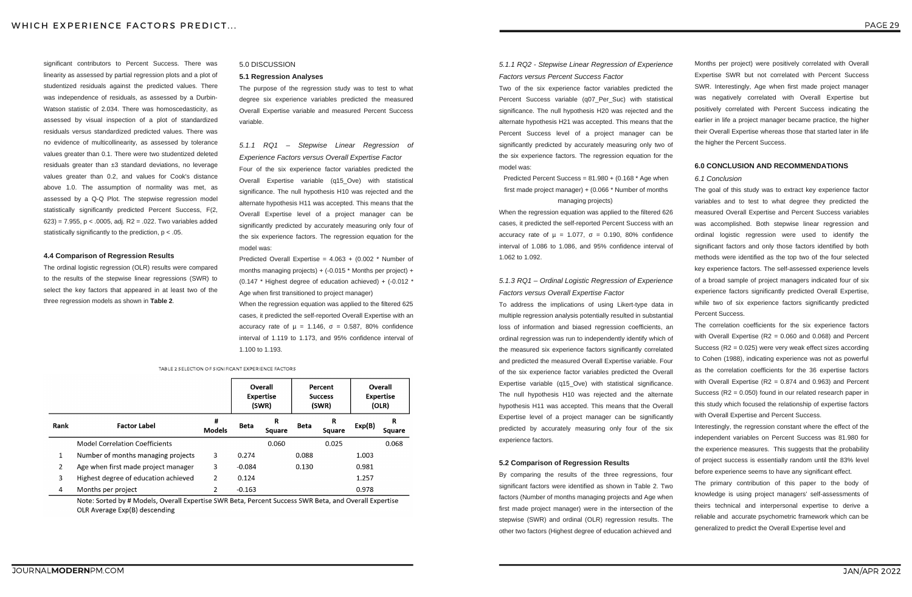significant contributors to Percent Success. There was linearity as assessed by partial regression plots and a plot of studentized residuals against the predicted values. There was independence of residuals, as assessed by a Durbin-Watson statistic of 2.034. There was homoscedasticity, as assessed by visual inspection of a plot of standardized residuals versus standardized predicted values. There was no evidence of multicollinearity, as assessed by tolerance values greater than 0.1. There were two studentized deleted residuals greater than ±3 standard deviations, no leverage values greater than 0.2, and values for Cook's distance above 1.0. The assumption of normality was met, as assessed by a Q-Q Plot. The stepwise regression model statistically significantly predicted Percent Success, $F(2, 623) = 7.955$, $p < .0005$, adj. $R2 = .022$. Two variables added statistically significantly to the prediction, $p < .05$.

### 4.4 Comparison of Regression Results

The ordinal logistic regression (OLR) results were compared to the results of the stepwise linear regressions (SWR) to select the key factors that appeared in at least two of the three regression models as shown in **Table 2**.

TABLE 2 SELECTION OF SIGNIFICANT EXPERIENCE FACTORS

| | | | Overall Expertise (SWR) | | Percent Success (SWR) | | Overall Expertise (OLR) | |
|---|---|---|---|---|---|---|---|---|
| Rank | Factor Label | # Models | Beta | R Square | Beta | R Square | Exp(B) | R Square |
| | Model Correlation Coefficients | | | 0.060 | | 0.025 | | 0.068 |
| 1 | Number of months managing projects | 3 | 0.274 | | 0.088 | | 1.003 | |
| 2 | Age when first made project manager | 3 | -0.084 | | 0.130 | | 0.981 | |
| 3 | Highest degree of education achieved | 2 | 0.124 | | | | 1.257 | |
| 4 | Months per project | 2 | -0.163 | | | | 0.978 | |

Note: Sorted by # Models, Overall Expertise SWR Beta, Percent Success SWR Beta, and Overall Expertise OLR Average Exp(B) descending

## 5.0 DISCUSSION

### 5.1 Regression Analyses

The purpose of the regression study was to test to what degree six experience variables predicted the measured Overall Expertise variable and measured Percent Success variable.

#### *5.1.1 RQ1 – Stepwise Linear Regression of Experience Factors versus Overall Expertise Factor*

Four of the six experience factor variables predicted the Overall Expertise variable (q15_Ove) with statistical significance. The null hypothesis H10 was rejected and the alternate hypothesis H11 was accepted. This means that the Overall Expertise level of a project manager can be significantly predicted by accurately measuring only four of the six experience factors. The regression equation for the model was:

Predicted Overall Expertise = 4.063 + (0.002 * Number of months managing projects) + (-0.015 * Months per project) + (0.147 * Highest degree of education achieved) + (-0.012 * Age when first transitioned to project manager)

When the regression equation was applied to the filtered 625 cases, it predicted the self-reported Overall Expertise with an accuracy rate of $\mu = 1.146$, $\sigma = 0.587$, 80% confidence interval of 1.119 to 1.173, and 95% confidence interval of 1.100 to 1.193.

#### *5.1.1 RQ2 - Stepwise Linear Regression of Experience Factors versus Percent Success Factor*

Two of the six experience factor variables predicted the Percent Success variable (q07_Per_Suc) with statistical significance. The null hypothesis H20 was rejected and the alternate hypothesis H21 was accepted. This means that the Percent Success level of a project manager can be significantly predicted by accurately measuring only two of the six experience factors. The regression equation for the model was:

Predicted Percent Success = 81.980 + (0.168 * Age when first made project manager) + (0.066 * Number of months managing projects)

When the regression equation was applied to the filtered 626 cases, it predicted the self-reported Percent Success with an accuracy rate of $\mu = 1.077$, $\sigma = 0.190$, 80% confidence interval of 1.086 to 1.086, and 95% confidence interval of 1.062 to 1.092.

#### *5.1.3 RQ1 – Ordinal Logistic Regression of Experience Factors versus Overall Expertise Factor*

To address the implications of using Likert-type data in multiple regression analysis potentially resulted in substantial loss of information and biased regression coefficients, an ordinal regression was run to independently identify which of the measured six experience factors significantly correlated and predicted the measured Overall Expertise variable. Four of the six experience factor variables predicted the Overall Expertise variable (q15_Ove) with statistical significance. The null hypothesis H10 was rejected and the alternate hypothesis H11 was accepted. This means that the Overall Expertise level of a project manager can be significantly predicted by accurately measuring only four of the six experience factors.

### 5.2 Comparison of Regression Results

By comparing the results of the three regressions, four significant factors were identified as shown in Table 2. Two factors (Number of months managing projects and Age when first made project manager) were in the intersection of the stepwise (SWR) and ordinal (OLR) regression results. The other two factors (Highest degree of education achieved and Months per project) were positively correlated with Overall Expertise SWR but not correlated with Percent Success SWR. Interestingly, Age when first made project manager was negatively correlated with Overall Expertise but positively correlated with Percent Success indicating the earlier in life a project manager became practice, the higher their Overall Expertise whereas those that started later in life the higher the Percent Success.

## 6.0 CONCLUSION AND RECOMMENDATIONS

### *6.1 Conclusion*

The goal of this study was to extract key experience factor variables and to test to what degree they predicted the measured Overall Expertise and Percent Success variables was accomplished. Both stepwise linear regression and ordinal logistic regression were used to identify the significant factors and only those factors identified by both methods were identified as the top two of the four selected key experience factors. The self-assessed experience levels of a broad sample of project managers indicated four of six experience factors significantly predicted Overall Expertise, while two of six experience factors significantly predicted Percent Success.

The correlation coefficients for the six experience factors with Overall Expertise ($R2 = 0.060$ and 0.068) and Percent Success ($R2 = 0.025$) were very weak effect sizes according to Cohen (1988), indicating experience was not as powerful as the correlation coefficients for the 36 expertise factors with Overall Expertise ($R2 = 0.874$ and 0.963) and Percent Success ($R2 = 0.050$) found in our related research paper in this study which focused the relationship of expertise factors with Overall Expertise and Percent Success.

Interestingly, the regression constant where the effect of the independent variables on Percent Success was 81.980 for the experience measures. This suggests that the probability of project success is essentially random until the 83% level before experience seems to have any significant effect.

The primary contribution of this paper to the body of knowledge is using project managers' self-assessments of theirs technical and interpersonal expertise to derive a reliable and accurate psychometric framework which can be generalized to predict the Overall Expertise level and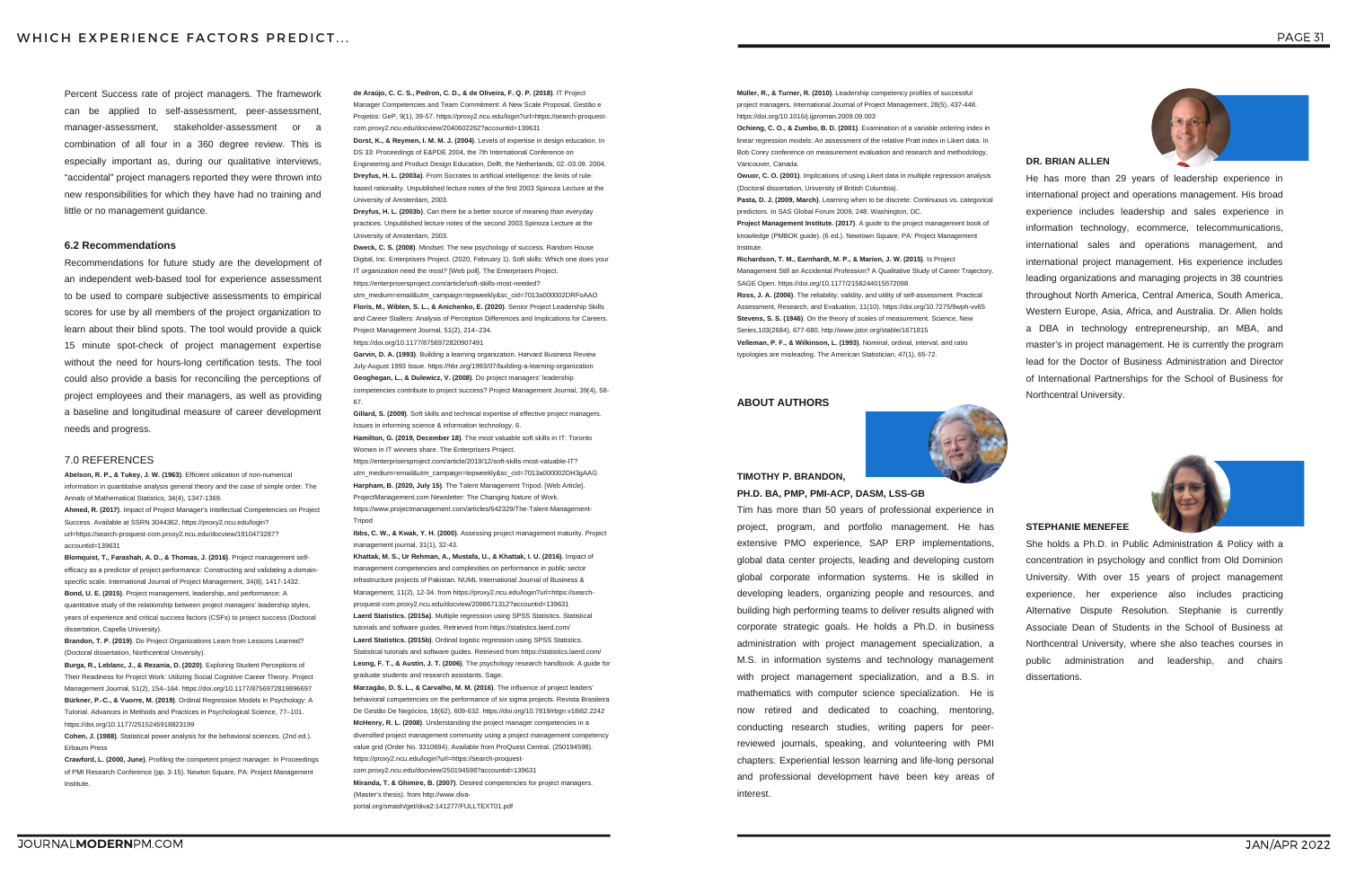Percent Success rate of project managers. The framework can be applied to self-assessment, peer-assessment, manager-assessment, stakeholder-assessment or a combination of all four in a 360 degree review. This is especially important as, during our qualitative interviews, "accidental" project managers reported they were thrown into new responsibilities for which they have had no training and little or no management guidance.

### 6.2 Recommendations

Recommendations for future study are the development of an independent web-based tool for experience assessment to be used to compare subjective assessments to empirical scores for use by all members of the project organization to learn about their blind spots. The tool would provide a quick 15 minute spot-check of project management expertise without the need for hours-long certification tests. The tool could also provide a basis for reconciling the perceptions of project employees and their managers, as well as providing a baseline and longitudinal measure of career development needs and progress.

## 7.0 REFERENCES

**Abelson, R. P., & Tukey, J. W. (1963)**. Efficient utilization of non-numerical information in quantitative analysis general theory and the case of simple order. The Annals of Mathematical Statistics, 34(4), 1347-1369.

**Ahmed, R. (2017)**. Impact of Project Manager's Intellectual Competencies on Project Success. Available at SSRN 3044362. https://proxy2.ncu.edu/login?url=https://search-proquest-com.proxy2.ncu.edu/docview/1910473287?accountid=139631

**Blomquist, T., Farashah, A. D., & Thomas, J. (2016)**. Project management self-efficacy as a predictor of project performance: Constructing and validating a domain-specific scale. International Journal of Project Management, 34(8), 1417-1432.

**Bond, U. E. (2015)**. Project management, leadership, and performance: A quantitative study of the relationship between project managers' leadership styles, years of experience and critical success factors (CSFs) to project success (Doctoral dissertation, Capella University).

**Brandon, T. P. (2019)**. Do Project Organizations Learn from Lessons Learned? (Doctoral dissertation, Northcentral University).

**Burga, R., Leblanc, J., & Rezania, D. (2020)**. Exploring Student Perceptions of Their Readiness for Project Work: Utilizing Social Cognitive Career Theory. Project Management Journal, 51(2), 154–164. https://doi.org/10.1177/8756972819896697

**Bürkner, P.-C., & Vuorre, M. (2019)**. Ordinal Regression Models in Psychology: A Tutorial. Advances in Methods and Practices in Psychological Science, 77–101. https://doi.org/10.1177/2515245918823199

**Cohen, J. (1988)**. Statistical power analysis for the behavioral sciences. (2nd ed.). Erbaum Press

**Crawford, L. (2000, June)**. Profiling the competent project manager. In Proceedings of PMI Research Conference (pp. 3-15). Newton Square, PA: Project Management Institute.

**de Araújo, C. C. S., Pedron, C. D., & de Oliveira, F. Q. P. (2018)**. IT Project Manager Competencies and Team Commitment: A New Scale Proposal. Gestão e Projetos: GeP, 9(1), 39-57. https://proxy2.ncu.edu/login?url=https://search-proquest-com.proxy2.ncu.edu/docview/2040602262?accountid=139631

**Dorst, K., & Reymen, I. M. M. J. (2004)**. Levels of expertise in design education. In DS 33: Proceedings of E&PDE 2004, the 7th International Conference on Engineering and Product Design Education, Delft, the Netherlands, 02.-03.09. 2004.

**Dreyfus, H. L. (2003a)**. From Socrates to artificial intelligence: the limits of rule-based rationality. Unpublished lecture notes of the first 2003 Spinoza Lecture at the University of Amsterdam, 2003.

**Dreyfus, H. L. (2003b)**. Can there be a better source of meaning than everyday practices. Unpublished lecture notes of the second 2003 Spinoza Lecture at the University of Amsterdam, 2003.

**Dweck, C. S. (2008)**. Mindset: The new psychology of success. Random House Digital, Inc. Enterprisers Project. (2020, February 1). Soft skills: Which one does your IT organization need the most? [Web poll]. The Enterprisers Project. https://enterprisersproject.com/article/soft-skills-most-needed?utm_medium=email&utm_campaign=tepweekly&sc_cid=7013a000002DRFoAAO

**Floris, M., Wiblen, S. L., & Anichenko, E. (2020)**. Senior Project Leadership Skills and Career Stallers: Analysis of Perception Differences and Implications for Careers. Project Management Journal, 51(2), 214–234. https://doi.org/10.1177/8756972820907491

**Garvin, D. A. (1993)**. Building a learning organization. Harvard Business Review July-August 1993 Issue. https://hbr.org/1993/07/building-a-learning-organization

**Geoghegan, L., & Dulewicz, V. (2008)**. Do project managers' leadership competencies contribute to project success? Project Management Journal, 39(4), 58-67.

**Gillard, S. (2009)**. Soft skills and technical expertise of effective project managers. Issues in informing science & information technology, 6.

**Hamilton, G. (2019, December 18)**. The most valuable soft skills in IT: Toronto Women in IT winners share. The Enterprisers Project. https://enterprisersproject.com/article/2019/12/soft-skills-most-valuable-IT?utm_medium=email&utm_campaign=tepweekly&sc_cid=7013a000002DH3gAAG

**Harpham, B. (2020, July 15)**. The Talent Management Tripod. [Web Article]. ProjectManagement.com Newsletter: The Changing Nature of Work. https://www.projectmanagement.com/articles/642329/The-Talent-Management-Tripod

**Ibbs, C. W., & Kwak, Y. H. (2000)**. Assessing project management maturity. Project management journal, 31(1), 32-43.

**Khattak, M. S., Ur Rehman, A., Mustafa, U., & Khattak, I. U. (2016)**. Impact of management competencies and complexities on performance in public sector infrastructure projects of Pakistan. NUML International Journal of Business & Management, 11(2), 12-34. from https://proxy2.ncu.edu/login?url=https://search-proquest-com.proxy2.ncu.edu/docview/2098671312?accountid=139631

**Laerd Statistics. (2015a)**. Multiple regression using SPSS Statistics. Statistical tutorials and software guides. Retrieved from https://statistics.laerd.com/

**Laerd Statistics. (2015b)**. Ordinal logistic regression using SPSS Statistics. Statistical tutorials and software guides. Retrieved from https://statistics.laerd.com/

**Leong, F. T., & Austin, J. T. (2006)**. The psychology research handbook: A guide for graduate students and research assistants. Sage.

**Marzagão, D. S. L., & Carvalho, M. M. (2016)**. The influence of project leaders' behavioral competencies on the performance of six sigma projects. Revista Brasileira De Gestão De Negócios, 18(62), 609-632. https://doi.org/10.7819/rbgn.v18i62.2242

**McHenry, R. L. (2008)**. Understanding the project manager competencies in a diversified project management community using a project management competency value grid (Order No. 3310694). Available from ProQuest Central. (250194598). https://proxy2.ncu.edu/login?url=https://search-proquest-com.proxy2.ncu.edu/docview/250194598?accountid=139631

**Miranda, T. & Ghimire, B. (2007)**. Desired competencies for project managers. (Master's thesis). from http://www.diva-portal.org/smash/get/diva2:141277/FULLTEXT01.pdf

**Müller, R., & Turner, R. (2010)**. Leadership competency profiles of successful project managers. International Journal of Project Management, 28(5), 437-448. https://doi.org/10.1016/j.ijproman.2009.09.003

**Ochieng, C. O., & Zumbo, B. D. (2001)**. Examination of a variable ordering index in linear regression models: An assessment of the relative Pratt index in Likert data. In Bob Conry conference on measurement evaluation and research and methodology, Vancouver, Canada.

**Owuor, C. O. (2001)**. Implications of using Likert data in multiple regression analysis (Doctoral dissertation, University of British Columbia).

**Pasta, D. J. (2009, March)**. Learning when to be discrete: Continuous vs. categorical predictors. In SAS Global Forum 2009, 248. Washington, DC.

**Project Management Institute. (2017)**. A guide to the project management book of knowledge (PMBOK guide). (6 ed.). Newtown Square, PA: Project Management Institute.

**Richardson, T. M., Earnhardt, M. P., & Marion, J. W. (2015)**. Is Project Management Still an Accidental Profession? A Qualitative Study of Career Trajectory. SAGE Open. https://doi.org/10.1177/2158244015572098

**Ross, J. A. (2006)**. The reliability, validity, and utility of self-assessment. Practical Assessment, Research, and Evaluation, 11(10). https://doi.org/10.7275/9wph-vv65

**Stevens, S. S. (1946)**. On the theory of scales of measurement. Science, New Series,103(2684), 677-680, http://www.jstor.org/stable/1671815

**Velleman, P. F., & Wilkinson, L. (1993)**. Nominal, ordinal, interval, and ratio typologies are misleading. The American Statistician, 47(1), 65-72.

## ABOUT AUTHORS

### TIMOTHY P. BRANDON, PH.D. BA, PMP, PMI-ACP, DASM, LSS-GB

Tim has more than 50 years of professional experience in project, program, and portfolio management. He has extensive PMO experience, SAP ERP implementations, global data center projects, leading and developing custom global corporate information systems. He is skilled in developing leaders, organizing people and resources, and building high performing teams to deliver results aligned with corporate strategic goals. He holds a Ph.D. in business administration with project management specialization, a M.S. in information systems and technology management with project management specialization, and a B.S. in mathematics with computer science specialization. He is now retired and dedicated to coaching, mentoring, conducting research studies, writing papers for peer-reviewed journals, speaking, and volunteering with PMI chapters. Experiential lesson learning and life-long personal and professional development have been key areas of interest.

### DR. BRIAN ALLEN

He has more than 29 years of leadership experience in international project and operations management. His broad experience includes leadership and sales experience in information technology, ecommerce, telecommunications, international sales and operations management, and international project management. His experience includes leading organizations and managing projects in 38 countries throughout North America, Central America, South America, Western Europe, Asia, Africa, and Australia. Dr. Allen holds a DBA in technology entrepreneurship, an MBA, and master's in project management. He is currently the program lead for the Doctor of Business Administration and Director of International Partnerships for the School of Business for Northcentral University.

### STEPHANIE MENEFEE

She holds a Ph.D. in Public Administration & Policy with a concentration in psychology and conflict from Old Dominion University. With over 15 years of project management experience, her experience also includes practicing Alternative Dispute Resolution. Stephanie is currently Associate Dean of Students in the School of Business at Northcentral University, where she also teaches courses in public administration and leadership, and chairs dissertations.